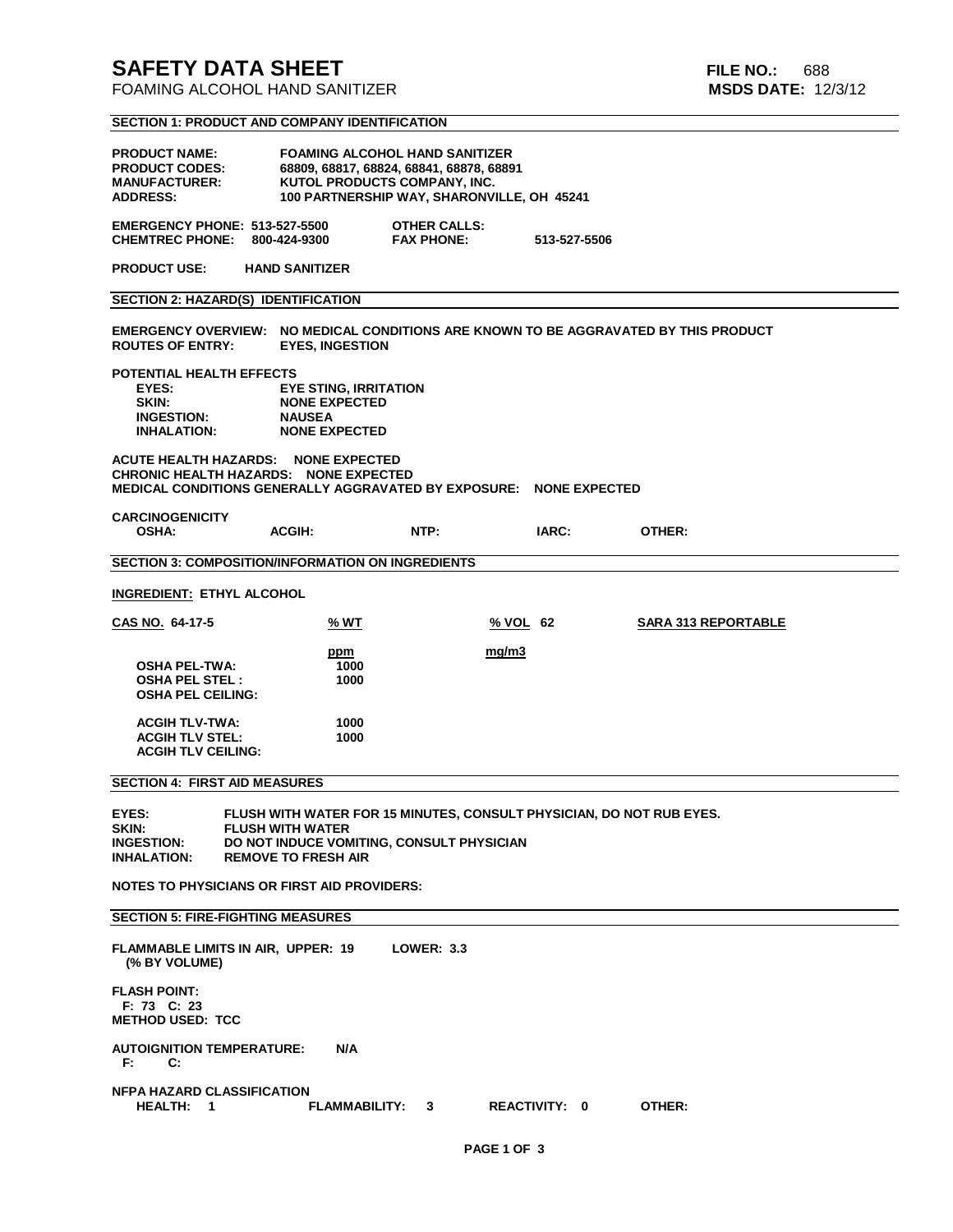# SAFETY DATA SHEET

FOAMING ALCOHOL HAND SANITIZER

**FILE NO.:** 688
**MSDS DATE:** 12/3/12

## SECTION 1: PRODUCT AND COMPANY IDENTIFICATION

**PRODUCT NAME:** FOAMING ALCOHOL HAND SANITIZER
**PRODUCT CODES:** 68809, 68817, 68824, 68841, 68878, 68891
**MANUFACTURER:** KUTOL PRODUCTS COMPANY, INC.
**ADDRESS:** 100 PARTNERSHIP WAY, SHARONVILLE, OH 45241

**EMERGENCY PHONE:** 513-527-5500
**OTHER CALLS:**
**CHEMTREC PHONE:** 800-424-9300
**FAX PHONE:** 513-527-5506

**PRODUCT USE:** HAND SANITIZER

## SECTION 2: HAZARD(S) IDENTIFICATION

**EMERGENCY OVERVIEW:** NO MEDICAL CONDITIONS ARE KNOWN TO BE AGGRAVATED BY THIS PRODUCT
**ROUTES OF ENTRY:** EYES, INGESTION

**POTENTIAL HEALTH EFFECTS**
- **EYES:** EYE STING, IRRITATION
- **SKIN:** NONE EXPECTED
- **INGESTION:** NAUSEA
- **INHALATION:** NONE EXPECTED

**ACUTE HEALTH HAZARDS:** NONE EXPECTED
**CHRONIC HEALTH HAZARDS:** NONE EXPECTED
**MEDICAL CONDITIONS GENERALLY AGGRAVATED BY EXPOSURE:** NONE EXPECTED

**CARCINOGENICITY**

| OSHA: | ACGIH: | NTP: | IARC: | OTHER: |
|---|---|---|---|---|
| | | | | |

## SECTION 3: COMPOSITION/INFORMATION ON INGREDIENTS

**INGREDIENT: ETHYL ALCOHOL**

**CAS NO.** 64-17-5 &nbsp;&nbsp; **% WT** &nbsp;&nbsp; **% VOL** 62 &nbsp;&nbsp; **SARA 313 REPORTABLE**

| | ppm | mg/m3 |
|---|---|---|
| OSHA PEL-TWA: | 1000 | |
| OSHA PEL STEL : | 1000 | |
| OSHA PEL CEILING: | | |
| ACGIH TLV-TWA: | 1000 | |
| ACGIH TLV STEL: | 1000 | |
| ACGIH TLV CEILING: | | |

## SECTION 4: FIRST AID MEASURES

**EYES:** FLUSH WITH WATER FOR 15 MINUTES, CONSULT PHYSICIAN, DO NOT RUB EYES.
**SKIN:** FLUSH WITH WATER
**INGESTION:** DO NOT INDUCE VOMITING, CONSULT PHYSICIAN
**INHALATION:** REMOVE TO FRESH AIR

**NOTES TO PHYSICIANS OR FIRST AID PROVIDERS:**

## SECTION 5: FIRE-FIGHTING MEASURES

**FLAMMABLE LIMITS IN AIR, UPPER:** 19 &nbsp;&nbsp; **LOWER:** 3.3
(% BY VOLUME)

**FLASH POINT:**
F: 73 C: 23
**METHOD USED:** TCC

**AUTOIGNITION TEMPERATURE:** N/A
F: C:

**NFPA HAZARD CLASSIFICATION**

| HEALTH: | FLAMMABILITY: | REACTIVITY: | OTHER: |
|---|---|---|---|
| 1 | 3 | 0 | |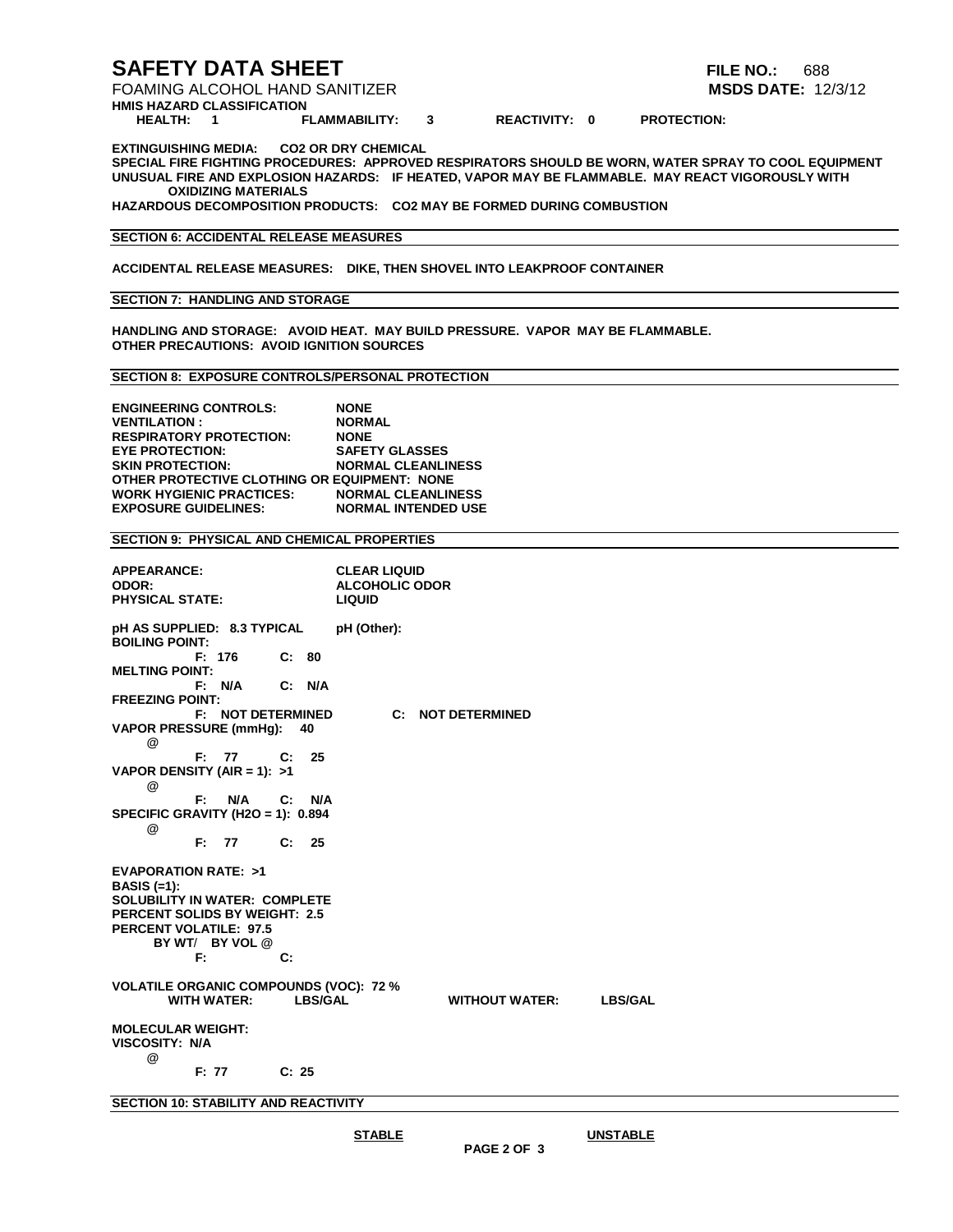# SAFETY DATA SHEET

**FILE NO.:** 688

FOAMING ALCOHOL HAND SANITIZER

**MSDS DATE:** 12/3/12

**HMIS HAZARD CLASSIFICATION**

**HEALTH: 1 FLAMMABILITY: 3 REACTIVITY: 0 PROTECTION:**

**EXTINGUISHING MEDIA: CO2 OR DRY CHEMICAL**
**SPECIAL FIRE FIGHTING PROCEDURES: APPROVED RESPIRATORS SHOULD BE WORN, WATER SPRAY TO COOL EQUIPMENT**
**UNUSUAL FIRE AND EXPLOSION HAZARDS: IF HEATED, VAPOR MAY BE FLAMMABLE. MAY REACT VIGOROUSLY WITH OXIDIZING MATERIALS**
**HAZARDOUS DECOMPOSITION PRODUCTS: CO2 MAY BE FORMED DURING COMBUSTION**

## SECTION 6: ACCIDENTAL RELEASE MEASURES

**ACCIDENTAL RELEASE MEASURES: DIKE, THEN SHOVEL INTO LEAKPROOF CONTAINER**

## SECTION 7: HANDLING AND STORAGE

**HANDLING AND STORAGE: AVOID HEAT. MAY BUILD PRESSURE. VAPOR MAY BE FLAMMABLE.**
**OTHER PRECAUTIONS: AVOID IGNITION SOURCES**

## SECTION 8: EXPOSURE CONTROLS/PERSONAL PROTECTION

**ENGINEERING CONTROLS:** NONE
**VENTILATION :** NORMAL
**RESPIRATORY PROTECTION:** NONE
**EYE PROTECTION:** SAFETY GLASSES
**SKIN PROTECTION:** NORMAL CLEANLINESS
**OTHER PROTECTIVE CLOTHING OR EQUIPMENT:** NONE
**WORK HYGIENIC PRACTICES:** NORMAL CLEANLINESS
**EXPOSURE GUIDELINES:** NORMAL INTENDED USE

## SECTION 9: PHYSICAL AND CHEMICAL PROPERTIES

**APPEARANCE:** CLEAR LIQUID
**ODOR:** ALCOHOLIC ODOR
**PHYSICAL STATE:** LIQUID

**pH AS SUPPLIED: 8.3 TYPICAL** **pH (Other):**
**BOILING POINT:**
F: 176 C: 80
**MELTING POINT:**
F: N/A C: N/A
**FREEZING POINT:**
F: NOT DETERMINED C: NOT DETERMINED
**VAPOR PRESSURE (mmHg): 40**
@
F: 77 C: 25
**VAPOR DENSITY (AIR = 1): >1**
@
F: N/A C: N/A
**SPECIFIC GRAVITY (H2O = 1): 0.894**
@
F: 77 C: 25

**EVAPORATION RATE: >1**
**BASIS (=1):**
**SOLUBILITY IN WATER: COMPLETE**
**PERCENT SOLIDS BY WEIGHT: 2.5**
**PERCENT VOLATILE: 97.5**
BY WT/ BY VOL @
F: C:

**VOLATILE ORGANIC COMPOUNDS (VOC): 72 %**
WITH WATER: LBS/GAL WITHOUT WATER: LBS/GAL

**MOLECULAR WEIGHT:**
**VISCOSITY: N/A**
@
F: 77 C: 25

## SECTION 10: STABILITY AND REACTIVITY

STABLE UNSTABLE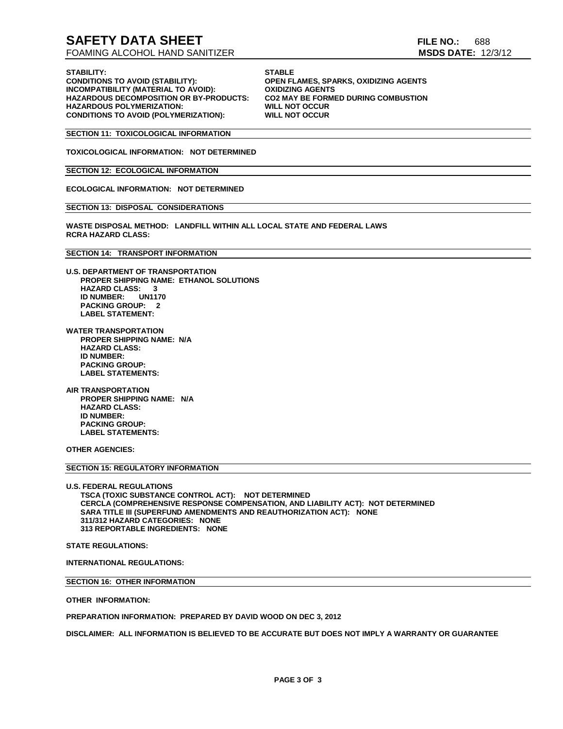**STABILITY:** STABLE
**CONDITIONS TO AVOID (STABILITY):** OPEN FLAMES, SPARKS, OXIDIZING AGENTS
**INCOMPATIBILITY (MATERIAL TO AVOID):** OXIDIZING AGENTS
**HAZARDOUS DECOMPOSITION OR BY-PRODUCTS:** $CO_2$ MAY BE FORMED DURING COMBUSTION
**HAZARDOUS POLYMERIZATION:** WILL NOT OCCUR
**CONDITIONS TO AVOID (POLYMERIZATION):** WILL NOT OCCUR

## SECTION 11: TOXICOLOGICAL INFORMATION

**TOXICOLOGICAL INFORMATION: NOT DETERMINED**

## SECTION 12: ECOLOGICAL INFORMATION

**ECOLOGICAL INFORMATION: NOT DETERMINED**

## SECTION 13: DISPOSAL CONSIDERATIONS

**WASTE DISPOSAL METHOD: LANDFILL WITHIN ALL LOCAL STATE AND FEDERAL LAWS**
**RCRA HAZARD CLASS:**

## SECTION 14: TRANSPORT INFORMATION

**U.S. DEPARTMENT OF TRANSPORTATION**
- **PROPER SHIPPING NAME: ETHANOL SOLUTIONS**
- **HAZARD CLASS: 3**
- **ID NUMBER: UN1170**
- **PACKING GROUP: 2**
- **LABEL STATEMENT:**

**WATER TRANSPORTATION**
- **PROPER SHIPPING NAME: N/A**
- **HAZARD CLASS:**
- **ID NUMBER:**
- **PACKING GROUP:**
- **LABEL STATEMENTS:**

**AIR TRANSPORTATION**
- **PROPER SHIPPING NAME: N/A**
- **HAZARD CLASS:**
- **ID NUMBER:**
- **PACKING GROUP:**
- **LABEL STATEMENTS:**

**OTHER AGENCIES:**

## SECTION 15: REGULATORY INFORMATION

**U.S. FEDERAL REGULATIONS**
- **TSCA (TOXIC SUBSTANCE CONTROL ACT): NOT DETERMINED**
- **CERCLA (COMPREHENSIVE RESPONSE COMPENSATION, AND LIABILITY ACT): NOT DETERMINED**
- **SARA TITLE III (SUPERFUND AMENDMENTS AND REAUTHORIZATION ACT): NONE**
- **311/312 HAZARD CATEGORIES: NONE**
- **313 REPORTABLE INGREDIENTS: NONE**

**STATE REGULATIONS:**

**INTERNATIONAL REGULATIONS:**

## SECTION 16: OTHER INFORMATION

**OTHER INFORMATION:**

**PREPARATION INFORMATION: PREPARED BY DAVID WOOD ON DEC 3, 2012**

**DISCLAIMER: ALL INFORMATION IS BELIEVED TO BE ACCURATE BUT DOES NOT IMPLY A WARRANTY OR GUARANTEE**